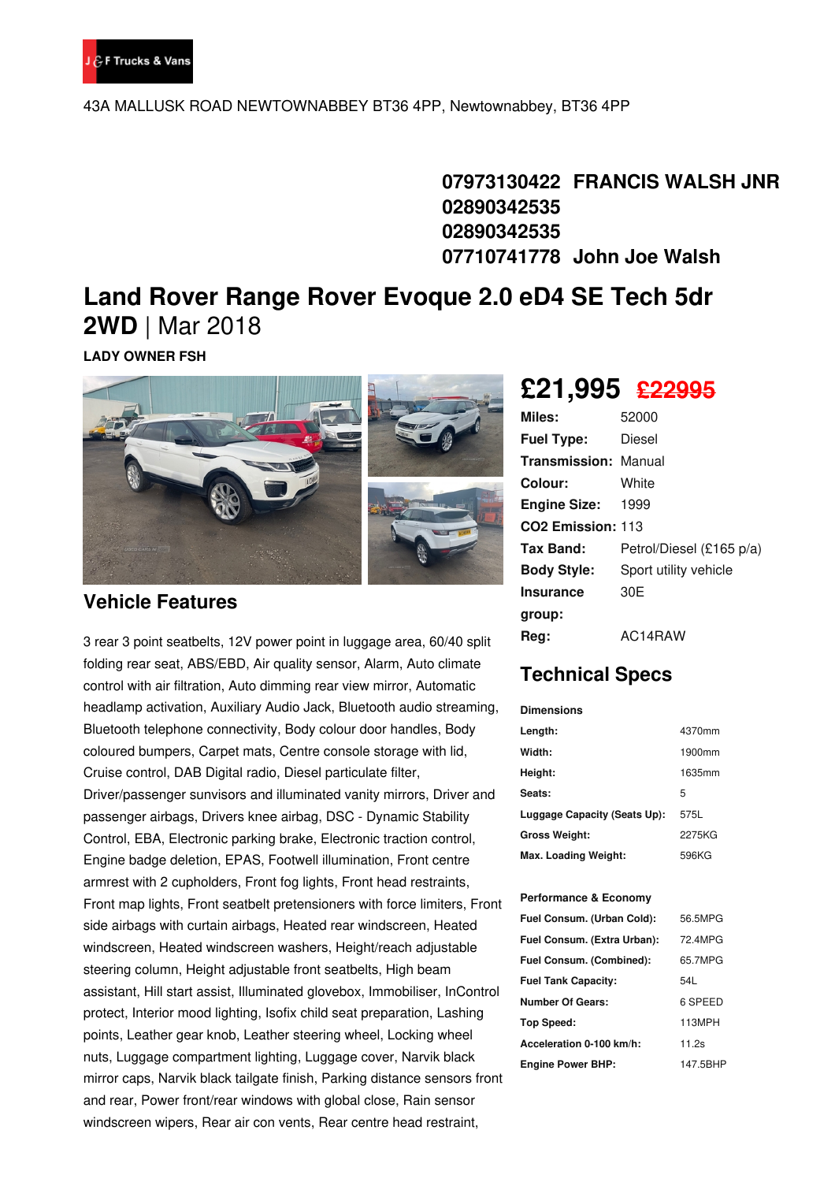J & F Trucks & Vans

43A MALLUSK ROAD NEWTOWNABBEY BT36 4PP, Newtownabbey, BT36 4PP

**07973130422 FRANCIS WALSH JNR**
**02890342535**
**02890342535**
**07710741778 John Joe Walsh**

# Land Rover Range Rover Evoque 2.0 eD4 SE Tech 5dr 2WD | Mar 2018

**LADY OWNER FSH**

## £21,995 ~~£22995~~

| | |
|---|---|
| **Miles:** | 52000 |
| **Fuel Type:** | Diesel |
| **Transmission:** | Manual |
| **Colour:** | White |
| **Engine Size:** | 1999 |
| **CO2 Emission:** | 113 |
| **Tax Band:** | Petrol/Diesel (£165 p/a) |
| **Body Style:** | Sport utility vehicle |
| **Insurance group:** | 30E |
| **Reg:** | AC14RAW |

## Vehicle Features

3 rear 3 point seatbelts, 12V power point in luggage area, 60/40 split folding rear seat, ABS/EBD, Air quality sensor, Alarm, Auto climate control with air filtration, Auto dimming rear view mirror, Automatic headlamp activation, Auxiliary Audio Jack, Bluetooth audio streaming, Bluetooth telephone connectivity, Body colour door handles, Body coloured bumpers, Carpet mats, Centre console storage with lid, Cruise control, DAB Digital radio, Diesel particulate filter, Driver/passenger sunvisors and illuminated vanity mirrors, Driver and passenger airbags, Drivers knee airbag, DSC - Dynamic Stability Control, EBA, Electronic parking brake, Electronic traction control, Engine badge deletion, EPAS, Footwell illumination, Front centre armrest with 2 cupholders, Front fog lights, Front head restraints, Front map lights, Front seatbelt pretensioners with force limiters, Front side airbags with curtain airbags, Heated rear windscreen, Heated windscreen, Heated windscreen washers, Height/reach adjustable steering column, Height adjustable front seatbelts, High beam assistant, Hill start assist, Illuminated glovebox, Immobiliser, InControl protect, Interior mood lighting, Isofix child seat preparation, Lashing points, Leather gear knob, Leather steering wheel, Locking wheel nuts, Luggage compartment lighting, Luggage cover, Narvik black mirror caps, Narvik black tailgate finish, Parking distance sensors front and rear, Power front/rear windows with global close, Rain sensor windscreen wipers, Rear air con vents, Rear centre head restraint,

## Technical Specs

**Dimensions**

| | |
|---|---|
| **Length:** | 4370mm |
| **Width:** | 1900mm |
| **Height:** | 1635mm |
| **Seats:** | 5 |
| **Luggage Capacity (Seats Up):** | 575L |
| **Gross Weight:** | 2275KG |
| **Max. Loading Weight:** | 596KG |

**Performance & Economy**

| | |
|---|---|
| **Fuel Consum. (Urban Cold):** | 56.5MPG |
| **Fuel Consum. (Extra Urban):** | 72.4MPG |
| **Fuel Consum. (Combined):** | 65.7MPG |
| **Fuel Tank Capacity:** | 54L |
| **Number Of Gears:** | 6 SPEED |
| **Top Speed:** | 113MPH |
| **Acceleration 0-100 km/h:** | 11.2s |
| **Engine Power BHP:** | 147.5BHP |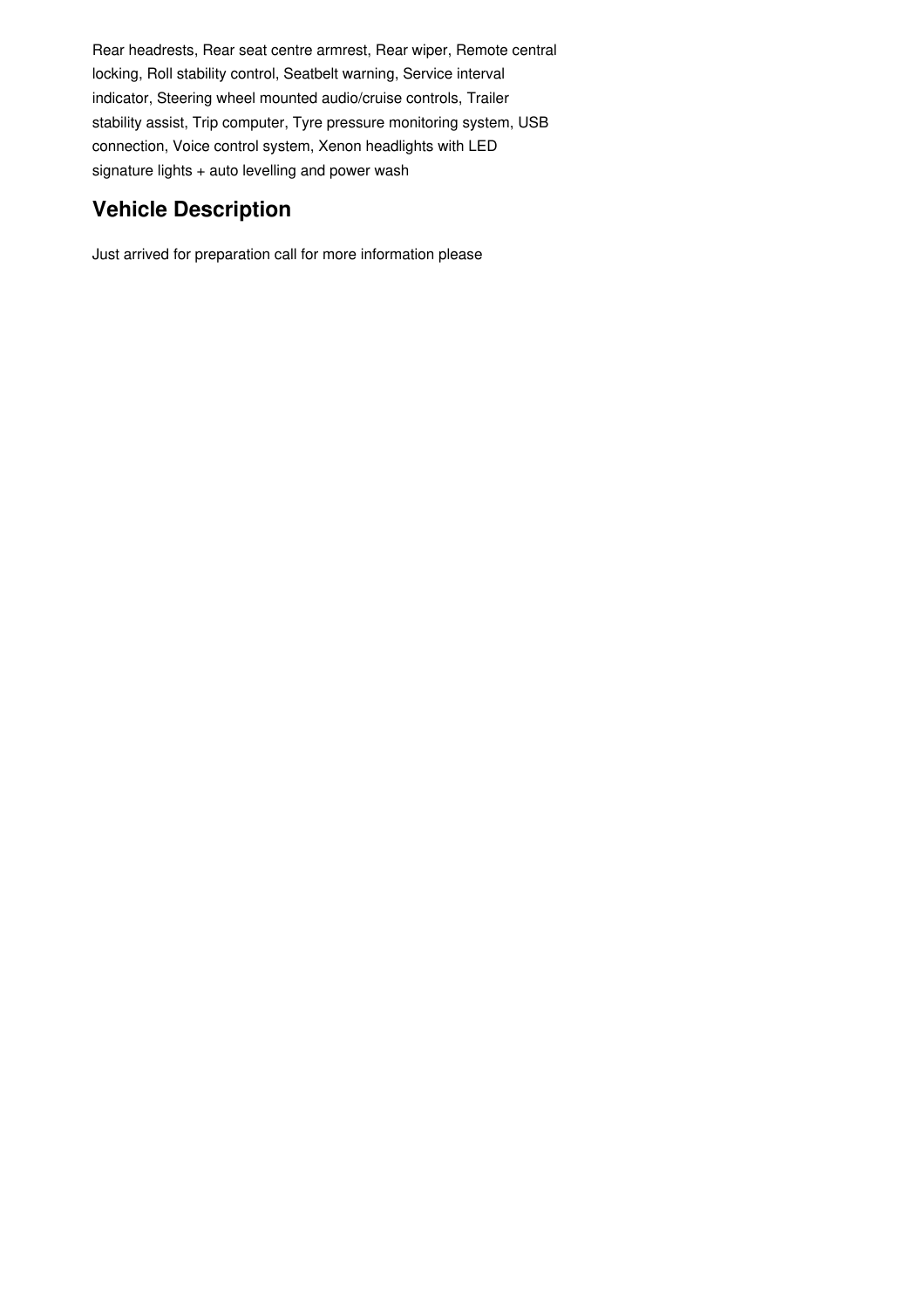Rear headrests, Rear seat centre armrest, Rear wiper, Remote central locking, Roll stability control, Seatbelt warning, Service interval indicator, Steering wheel mounted audio/cruise controls, Trailer stability assist, Trip computer, Tyre pressure monitoring system, USB connection, Voice control system, Xenon headlights with LED signature lights + auto levelling and power wash

## Vehicle Description

Just arrived for preparation call for more information please